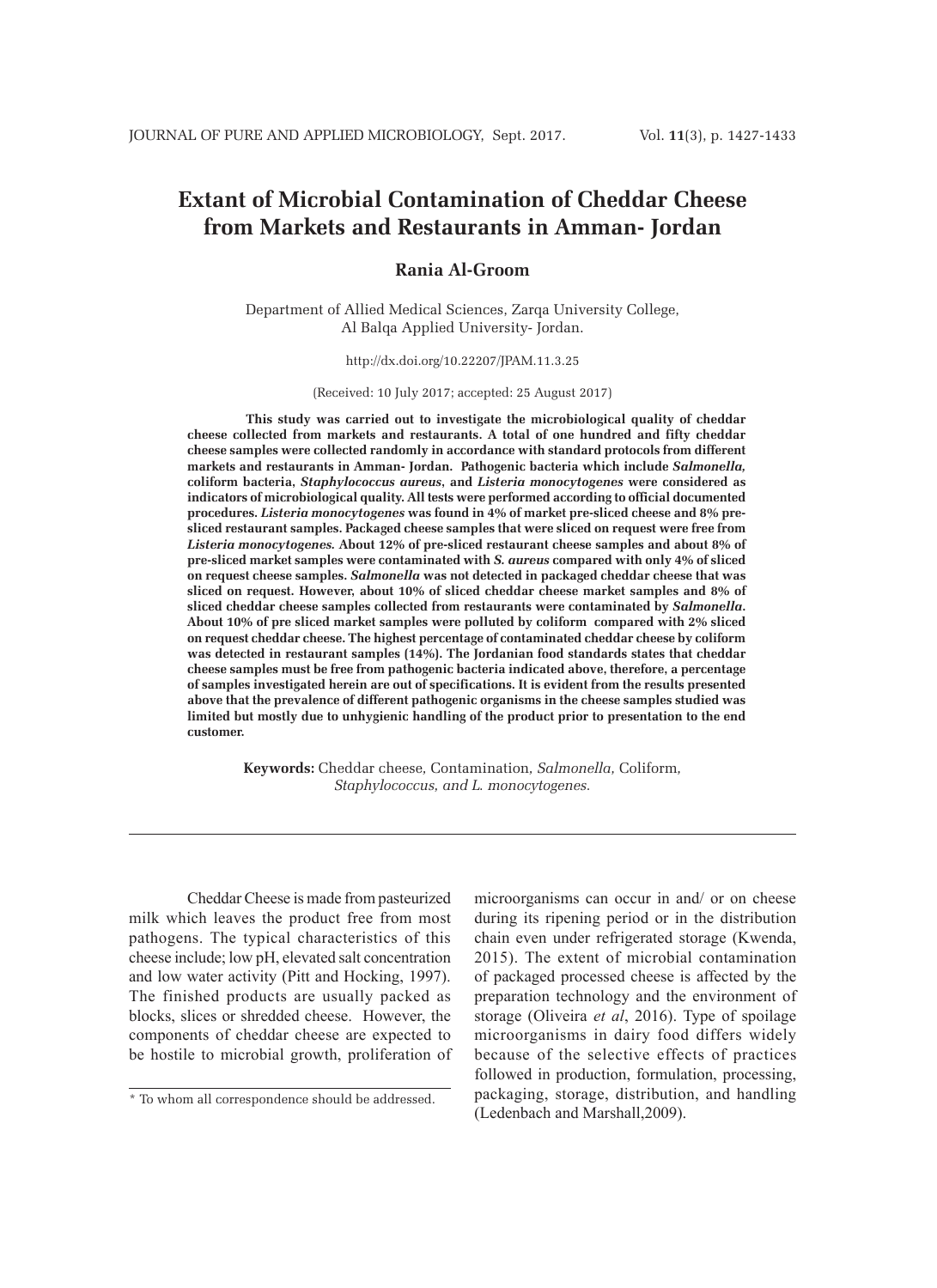# Extant of Microbial Contamination of Cheddar Cheese from Markets and Restaurants in Amman- Jordan

**Rania Al-Groom**

Department of Allied Medical Sciences, Zarqa University College, Al Balqa Applied University- Jordan.

http://dx.doi.org/10.22207/JPAM.11.3.25

(Received: 10 July 2017; accepted: 25 August 2017)

**This study was carried out to investigate the microbiological quality of cheddar cheese collected from markets and restaurants. A total of one hundred and fifty cheddar cheese samples were collected randomly in accordance with standard protocols from different markets and restaurants in Amman- Jordan. Pathogenic bacteria which include *Salmonella,* coliform bacteria, *Staphylococcus aureus*, and *Listeria monocytogenes* were considered as indicators of microbiological quality. All tests were performed according to official documented procedures. *Listeria monocytogenes* was found in 4% of market pre-sliced cheese and 8% pre-sliced restaurant samples. Packaged cheese samples that were sliced on request were free from *Listeria monocytogenes.* About 12% of pre-sliced restaurant cheese samples and about 8% of pre-sliced market samples were contaminated with *S. aureus* compared with only 4% of sliced on request cheese samples. *Salmonella* was not detected in packaged cheddar cheese that was sliced on request. However, about 10% of sliced cheddar cheese market samples and 8% of sliced cheddar cheese samples collected from restaurants were contaminated by *Salmonella*. About 10% of pre sliced market samples were polluted by coliform compared with 2% sliced on request cheddar cheese. The highest percentage of contaminated cheddar cheese by coliform was detected in restaurant samples (14%). The Jordanian food standards states that cheddar cheese samples must be free from pathogenic bacteria indicated above, therefore, a percentage of samples investigated herein are out of specifications. It is evident from the results presented above that the prevalence of different pathogenic organisms in the cheese samples studied was limited but mostly due to unhygienic handling of the product prior to presentation to the end customer.**

**Keywords:** Cheddar cheese, Contamination, *Salmonella,* Coliform, *Staphylococcus, and L. monocytogenes.*

---

Cheddar Cheese is made from pasteurized milk which leaves the product free from most pathogens. The typical characteristics of this cheese include; low pH, elevated salt concentration and low water activity (Pitt and Hocking, 1997). The finished products are usually packed as blocks, slices or shredded cheese. However, the components of cheddar cheese are expected to be hostile to microbial growth, proliferation of microorganisms can occur in and/ or on cheese during its ripening period or in the distribution chain even under refrigerated storage (Kwenda, 2015). The extent of microbial contamination of packaged processed cheese is affected by the preparation technology and the environment of storage (Oliveira *et al*, 2016). Type of spoilage microorganisms in dairy food differs widely because of the selective effects of practices followed in production, formulation, processing, packaging, storage, distribution, and handling (Ledenbach and Marshall,2009).

\* To whom all correspondence should be addressed.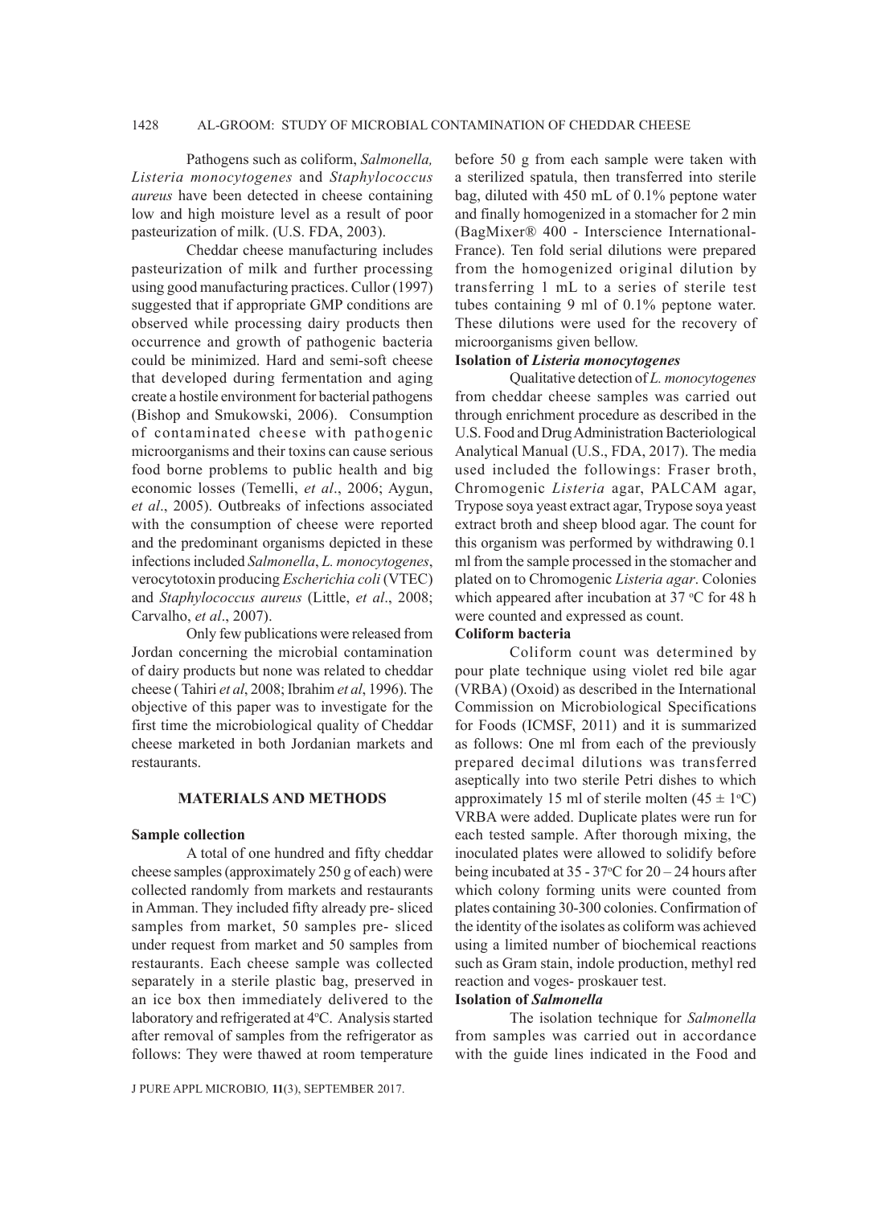Pathogens such as coliform, *Salmonella, Listeria monocytogenes* and *Staphylococcus aureus* have been detected in cheese containing low and high moisture level as a result of poor pasteurization of milk. (U.S. FDA, 2003).

Cheddar cheese manufacturing includes pasteurization of milk and further processing using good manufacturing practices. Cullor (1997) suggested that if appropriate GMP conditions are observed while processing dairy products then occurrence and growth of pathogenic bacteria could be minimized. Hard and semi-soft cheese that developed during fermentation and aging create a hostile environment for bacterial pathogens (Bishop and Smukowski, 2006). Consumption of contaminated cheese with pathogenic microorganisms and their toxins can cause serious food borne problems to public health and big economic losses (Temelli, *et al*., 2006; Aygun, *et al*., 2005). Outbreaks of infections associated with the consumption of cheese were reported and the predominant organisms depicted in these infections included *Salmonella*, *L. monocytogenes*, verocytotoxin producing *Escherichia coli* (VTEC) and *Staphylococcus aureus* (Little, *et al*., 2008; Carvalho, *et al*., 2007).

Only few publications were released from Jordan concerning the microbial contamination of dairy products but none was related to cheddar cheese ( Tahiri *et al*, 2008; Ibrahim *et al*, 1996). The objective of this paper was to investigate for the first time the microbiological quality of Cheddar cheese marketed in both Jordanian markets and restaurants.

## MATERIALS AND METHODS

### Sample collection

A total of one hundred and fifty cheddar cheese samples (approximately 250 g of each) were collected randomly from markets and restaurants in Amman. They included fifty already pre- sliced samples from market, 50 samples pre- sliced under request from market and 50 samples from restaurants. Each cheese sample was collected separately in a sterile plastic bag, preserved in an ice box then immediately delivered to the laboratory and refrigerated at 4°C. Analysis started after removal of samples from the refrigerator as follows: They were thawed at room temperature before 50 g from each sample were taken with a sterilized spatula, then transferred into sterile bag, diluted with 450 mL of 0.1% peptone water and finally homogenized in a stomacher for 2 min (BagMixer® 400 - Interscience International-France). Ten fold serial dilutions were prepared from the homogenized original dilution by transferring 1 mL to a series of sterile test tubes containing 9 ml of 0.1% peptone water. These dilutions were used for the recovery of microorganisms given bellow.

### Isolation of *Listeria monocytogenes*

Qualitative detection of *L. monocytogenes* from cheddar cheese samples was carried out through enrichment procedure as described in the U.S. Food and Drug Administration Bacteriological Analytical Manual (U.S., FDA, 2017). The media used included the followings: Fraser broth, Chromogenic *Listeria* agar, PALCAM agar, Trypose soya yeast extract agar, Trypose soya yeast extract broth and sheep blood agar. The count for this organism was performed by withdrawing 0.1 ml from the sample processed in the stomacher and plated on to Chromogenic *Listeria agar*. Colonies which appeared after incubation at 37 °C for 48 h were counted and expressed as count.

### Coliform bacteria

Coliform count was determined by pour plate technique using violet red bile agar (VRBA) (Oxoid) as described in the International Commission on Microbiological Specifications for Foods (ICMSF, 2011) and it is summarized as follows: One ml from each of the previously prepared decimal dilutions was transferred aseptically into two sterile Petri dishes to which approximately 15 ml of sterile molten ($45 \pm 1$°C) VRBA were added. Duplicate plates were run for each tested sample. After thorough mixing, the inoculated plates were allowed to solidify before being incubated at 35 - 37°C for 20 – 24 hours after which colony forming units were counted from plates containing 30-300 colonies. Confirmation of the identity of the isolates as coliform was achieved using a limited number of biochemical reactions such as Gram stain, indole production, methyl red reaction and voges- proskauer test.

### Isolation of *Salmonella*

The isolation technique for *Salmonella* from samples was carried out in accordance with the guide lines indicated in the Food and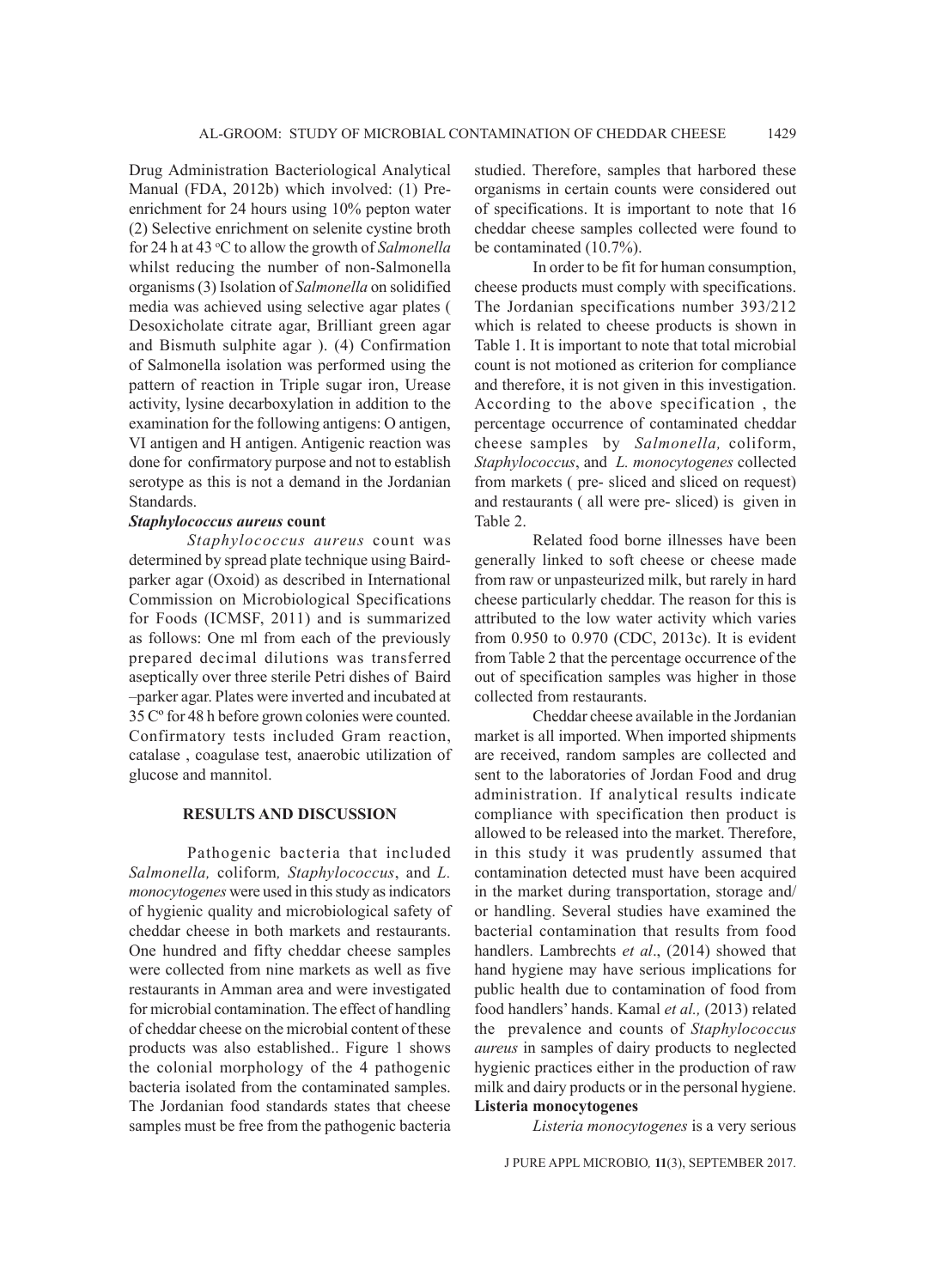Drug Administration Bacteriological Analytical Manual (FDA, 2012b) which involved: (1) Pre-enrichment for 24 hours using 10% pepton water (2) Selective enrichment on selenite cystine broth for 24 h at 43 °C to allow the growth of *Salmonella* whilst reducing the number of non-Salmonella organisms (3) Isolation of *Salmonella* on solidified media was achieved using selective agar plates ( Desoxicholate citrate agar, Brilliant green agar and Bismuth sulphite agar ). (4) Confirmation of Salmonella isolation was performed using the pattern of reaction in Triple sugar iron, Urease activity, lysine decarboxylation in addition to the examination for the following antigens: O antigen, VI antigen and H antigen. Antigenic reaction was done for confirmatory purpose and not to establish serotype as this is not a demand in the Jordanian Standards.

### *Staphylococcus aureus* count

*Staphylococcus aureus* count was determined by spread plate technique using Baird-parker agar (Oxoid) as described in International Commission on Microbiological Specifications for Foods (ICMSF, 2011) and is summarized as follows: One ml from each of the previously prepared decimal dilutions was transferred aseptically over three sterile Petri dishes of Baird –parker agar. Plates were inverted and incubated at 35 Cº for 48 h before grown colonies were counted. Confirmatory tests included Gram reaction, catalase , coagulase test, anaerobic utilization of glucose and mannitol.

## RESULTS AND DISCUSSION

Pathogenic bacteria that included *Salmonella,* coliform*, Staphylococcus*, and *L. monocytogenes* were used in this study as indicators of hygienic quality and microbiological safety of cheddar cheese in both markets and restaurants. One hundred and fifty cheddar cheese samples were collected from nine markets as well as five restaurants in Amman area and were investigated for microbial contamination. The effect of handling of cheddar cheese on the microbial content of these products was also established.. Figure 1 shows the colonial morphology of the 4 pathogenic bacteria isolated from the contaminated samples. The Jordanian food standards states that cheese samples must be free from the pathogenic bacteria studied. Therefore, samples that harbored these organisms in certain counts were considered out of specifications. It is important to note that 16 cheddar cheese samples collected were found to be contaminated (10.7%).

In order to be fit for human consumption, cheese products must comply with specifications. The Jordanian specifications number 393/212 which is related to cheese products is shown in Table 1. It is important to note that total microbial count is not motioned as criterion for compliance and therefore, it is not given in this investigation. According to the above specification , the percentage occurrence of contaminated cheddar cheese samples by *Salmonella,* coliform, *Staphylococcus*, and *L. monocytogenes* collected from markets ( pre- sliced and sliced on request) and restaurants ( all were pre- sliced) is given in Table 2.

Related food borne illnesses have been generally linked to soft cheese or cheese made from raw or unpasteurized milk, but rarely in hard cheese particularly cheddar. The reason for this is attributed to the low water activity which varies from 0.950 to 0.970 (CDC, 2013c). It is evident from Table 2 that the percentage occurrence of the out of specification samples was higher in those collected from restaurants.

Cheddar cheese available in the Jordanian market is all imported. When imported shipments are received, random samples are collected and sent to the laboratories of Jordan Food and drug administration. If analytical results indicate compliance with specification then product is allowed to be released into the market. Therefore, in this study it was prudently assumed that contamination detected must have been acquired in the market during transportation, storage and/ or handling. Several studies have examined the bacterial contamination that results from food handlers. Lambrechts *et al*., (2014) showed that hand hygiene may have serious implications for public health due to contamination of food from food handlers' hands. Kamal *et al.,* (2013) related the prevalence and counts of *Staphylococcus aureus* in samples of dairy products to neglected hygienic practices either in the production of raw milk and dairy products or in the personal hygiene.

### Listeria monocytogenes

*Listeria monocytogenes* is a very serious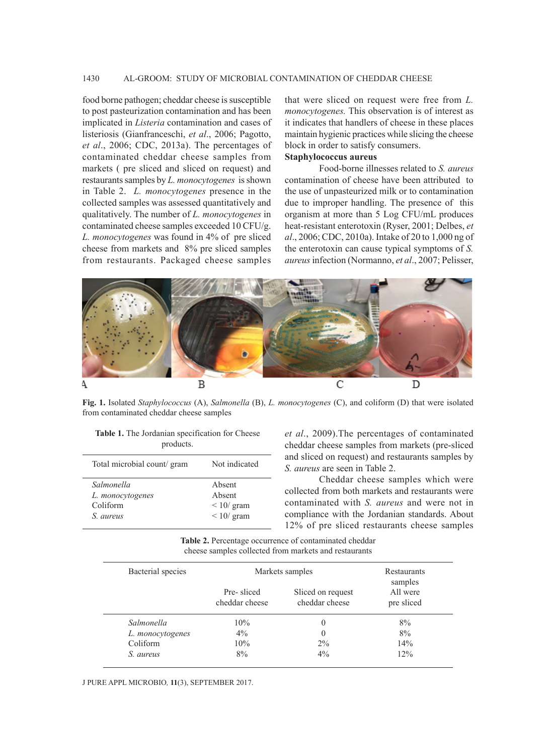food borne pathogen; cheddar cheese is susceptible to post pasteurization contamination and has been implicated in *Listeria* contamination and cases of listeriosis (Gianfranceschi, *et al*., 2006; Pagotto, *et al*., 2006; CDC, 2013a). The percentages of contaminated cheddar cheese samples from markets ( pre sliced and sliced on request) and restaurants samples by *L. monocytogenes* is shown in Table 2. *L. monocytogenes* presence in the collected samples was assessed quantitatively and qualitatively. The number of *L. monocytogenes* in contaminated cheese samples exceeded 10 CFU/g. *L. monocytogenes* was found in 4% of pre sliced cheese from markets and 8% pre sliced samples from restaurants. Packaged cheese samples that were sliced on request were free from *L. monocytogenes.* This observation is of interest as it indicates that handlers of cheese in these places maintain hygienic practices while slicing the cheese block in order to satisfy consumers.

**Staphylococcus aureus**

Food-borne illnesses related to *S. aureus* contamination of cheese have been attributed to the use of unpasteurized milk or to contamination due to improper handling. The presence of this organism at more than 5 Log CFU/mL produces heat-resistant enterotoxin (Ryser, 2001; Delbes, *et al*., 2006; CDC, 2010a). Intake of 20 to 1,000 ng of the enterotoxin can cause typical symptoms of *S. aureus* infection (Normanno, *et al*., 2007; Pelisser, *et al*., 2009).The percentages of contaminated cheddar cheese samples from markets (pre-sliced and sliced on request) and restaurants samples by *S. aureus* are seen in Table 2.

Cheddar cheese samples which were collected from both markets and restaurants were contaminated with *S. aureus* and were not in compliance with the Jordanian standards. About 12% of pre sliced restaurants cheese samples

**Fig. 1.** Isolated *Staphylococcus* (A), *Salmonella* (B), *L. monocytogenes* (C), and coliform (D) that were isolated from contaminated cheddar cheese samples

**Table 1.** The Jordanian specification for Cheese products.

| Total microbial count/ gram | Not indicated |
|---|---|
| *Salmonella* | Absent |
| *L. monocytogenes* | Absent |
| Coliform | < 10/ gram |
| *S. aureus* | < 10/ gram |

**Table 2.** Percentage occurrence of contaminated cheddar cheese samples collected from markets and restaurants

| Bacterial species | Markets samples | | Restaurants samples |
|---|---|---|---|
| | Pre- sliced cheddar cheese | Sliced on request cheddar cheese | All were pre sliced |
| *Salmonella* | 10% | 0 | 8% |
| *L. monocytogenes* | 4% | 0 | 8% |
| Coliform | 10% | 2% | 14% |
| *S. aureus* | 8% | 4% | 12% |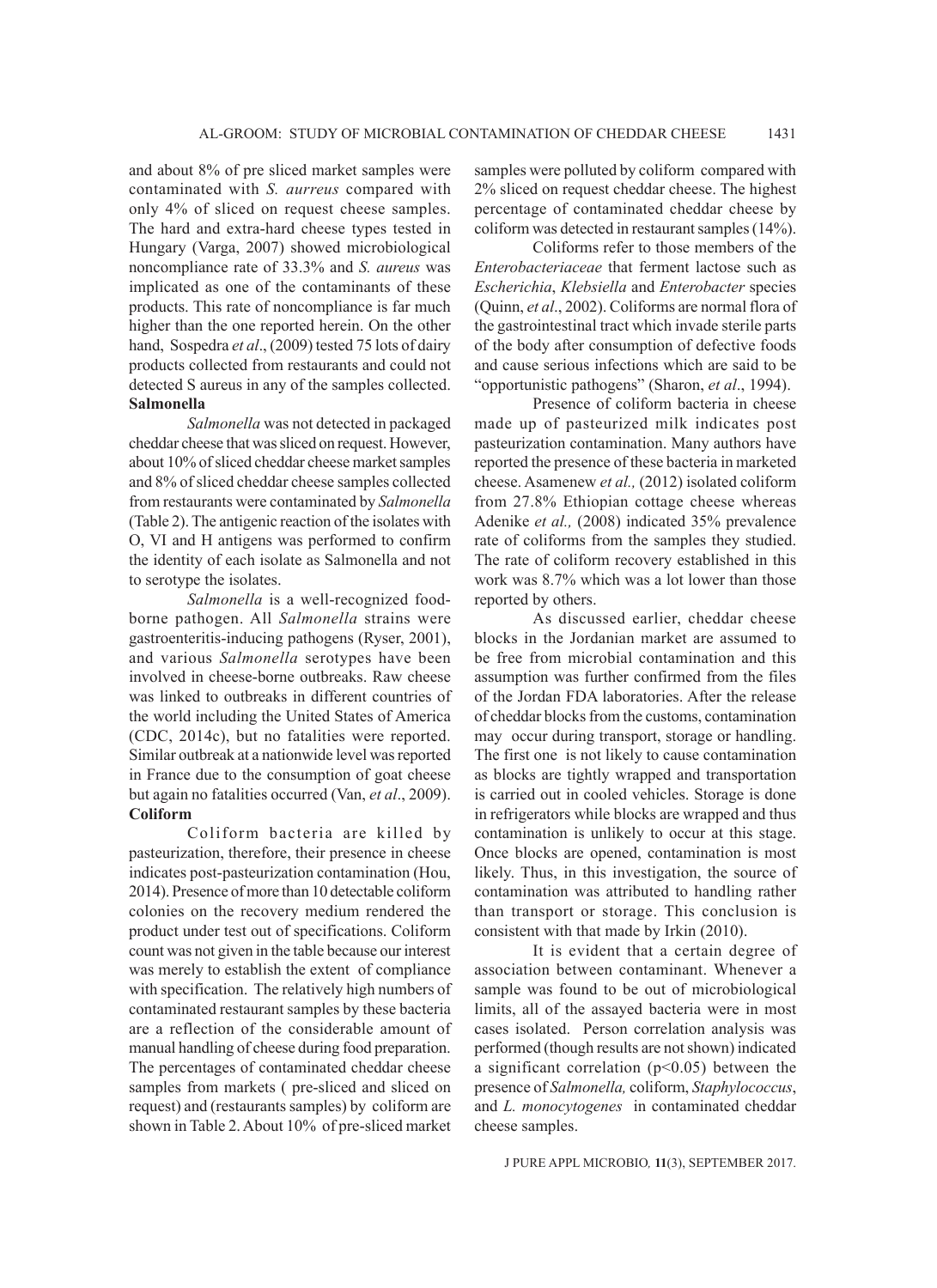and about 8% of pre sliced market samples were contaminated with *S. aurreus* compared with only 4% of sliced on request cheese samples. The hard and extra-hard cheese types tested in Hungary (Varga, 2007) showed microbiological noncompliance rate of 33.3% and *S. aureus* was implicated as one of the contaminants of these products. This rate of noncompliance is far much higher than the one reported herein. On the other hand, Sospedra *et al*., (2009) tested 75 lots of dairy products collected from restaurants and could not detected S aureus in any of the samples collected.

**Salmonella**

*Salmonella* was not detected in packaged cheddar cheese that was sliced on request. However, about 10% of sliced cheddar cheese market samples and 8% of sliced cheddar cheese samples collected from restaurants were contaminated by *Salmonella* (Table 2). The antigenic reaction of the isolates with O, VI and H antigens was performed to confirm the identity of each isolate as Salmonella and not to serotype the isolates.

*Salmonella* is a well-recognized food-borne pathogen. All *Salmonella* strains were gastroenteritis-inducing pathogens (Ryser, 2001), and various *Salmonella* serotypes have been involved in cheese-borne outbreaks. Raw cheese was linked to outbreaks in different countries of the world including the United States of America (CDC, 2014c), but no fatalities were reported. Similar outbreak at a nationwide level was reported in France due to the consumption of goat cheese but again no fatalities occurred (Van, *et al*., 2009).

**Coliform**

Coliform bacteria are killed by pasteurization, therefore, their presence in cheese indicates post-pasteurization contamination (Hou, 2014). Presence of more than 10 detectable coliform colonies on the recovery medium rendered the product under test out of specifications. Coliform count was not given in the table because our interest was merely to establish the extent of compliance with specification. The relatively high numbers of contaminated restaurant samples by these bacteria are a reflection of the considerable amount of manual handling of cheese during food preparation. The percentages of contaminated cheddar cheese samples from markets ( pre-sliced and sliced on request) and (restaurants samples) by coliform are shown in Table 2. About 10% of pre-sliced market samples were polluted by coliform compared with 2% sliced on request cheddar cheese. The highest percentage of contaminated cheddar cheese by coliform was detected in restaurant samples (14%).

Coliforms refer to those members of the *Enterobacteriaceae* that ferment lactose such as *Escherichia*, *Klebsiella* and *Enterobacter* species (Quinn, *et al*., 2002). Coliforms are normal flora of the gastrointestinal tract which invade sterile parts of the body after consumption of defective foods and cause serious infections which are said to be "opportunistic pathogens" (Sharon, *et al*., 1994).

Presence of coliform bacteria in cheese made up of pasteurized milk indicates post pasteurization contamination. Many authors have reported the presence of these bacteria in marketed cheese. Asamenew *et al.,* (2012) isolated coliform from 27.8% Ethiopian cottage cheese whereas Adenike *et al.,* (2008) indicated 35% prevalence rate of coliforms from the samples they studied. The rate of coliform recovery established in this work was 8.7% which was a lot lower than those reported by others.

As discussed earlier, cheddar cheese blocks in the Jordanian market are assumed to be free from microbial contamination and this assumption was further confirmed from the files of the Jordan FDA laboratories. After the release of cheddar blocks from the customs, contamination may occur during transport, storage or handling. The first one is not likely to cause contamination as blocks are tightly wrapped and transportation is carried out in cooled vehicles. Storage is done in refrigerators while blocks are wrapped and thus contamination is unlikely to occur at this stage. Once blocks are opened, contamination is most likely. Thus, in this investigation, the source of contamination was attributed to handling rather than transport or storage. This conclusion is consistent with that made by Irkin (2010).

It is evident that a certain degree of association between contaminant. Whenever a sample was found to be out of microbiological limits, all of the assayed bacteria were in most cases isolated. Person correlation analysis was performed (though results are not shown) indicated a significant correlation ($p<0.05$) between the presence of *Salmonella,* coliform, *Staphylococcus*, and *L. monocytogenes* in contaminated cheddar cheese samples.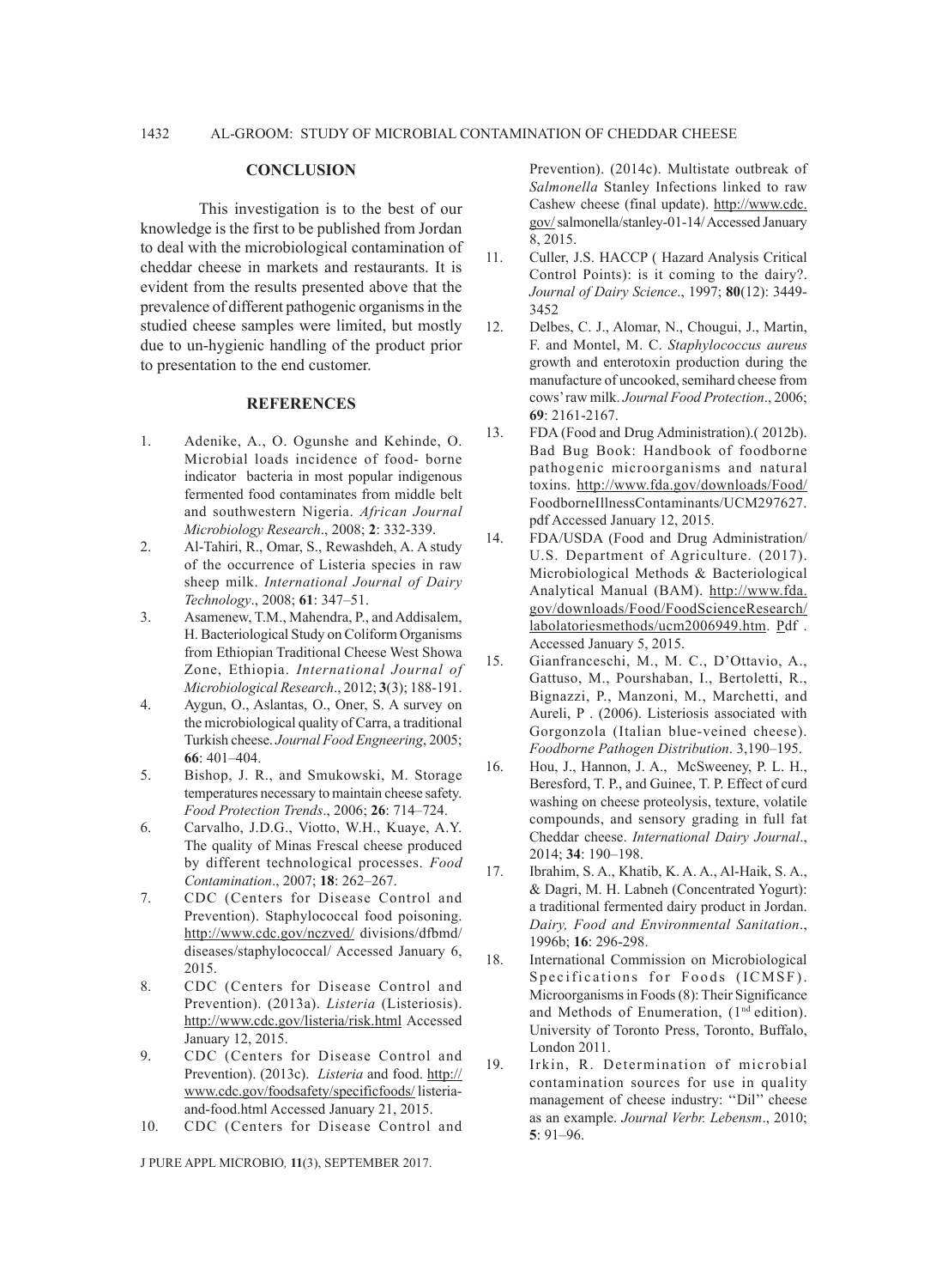## CONCLUSION

This investigation is to the best of our knowledge is the first to be published from Jordan to deal with the microbiological contamination of cheddar cheese in markets and restaurants. It is evident from the results presented above that the prevalence of different pathogenic organisms in the studied cheese samples were limited, but mostly due to un-hygienic handling of the product prior to presentation to the end customer.

## REFERENCES

1. Adenike, A., O. Ogunshe and Kehinde, O. Microbial loads incidence of food- borne indicator bacteria in most popular indigenous fermented food contaminates from middle belt and southwestern Nigeria. *African Journal Microbiology Research*., 2008; **2**: 332-339.
2. Al-Tahiri, R., Omar, S., Rewashdeh, A. A study of the occurrence of Listeria species in raw sheep milk. *International Journal of Dairy Technology*., 2008; **61**: 347–51.
3. Asamenew, T.M., Mahendra, P., and Addisalem, H. Bacteriological Study on Coliform Organisms from Ethiopian Traditional Cheese West Showa Zone, Ethiopia. *International Journal of Microbiological Research*., 2012; **3**(3); 188-191.
4. Aygun, O., Aslantas, O., Oner, S. A survey on the microbiological quality of Carra, a traditional Turkish cheese. *Journal Food Engneering*, 2005; **66**: 401–404.
5. Bishop, J. R., and Smukowski, M. Storage temperatures necessary to maintain cheese safety. *Food Protection Trends*., 2006; **26**: 714–724.
6. Carvalho, J.D.G., Viotto, W.H., Kuaye, A.Y. The quality of Minas Frescal cheese produced by different technological processes. *Food Contamination*., 2007; **18**: 262–267.
7. CDC (Centers for Disease Control and Prevention). Staphylococcal food poisoning. http://www.cdc.gov/nczved/ divisions/dfbmd/ diseases/staphylococcal/ Accessed January 6, 2015.
8. CDC (Centers for Disease Control and Prevention). (2013a). *Listeria* (Listeriosis). http://www.cdc.gov/listeria/risk.html Accessed January 12, 2015.
9. CDC (Centers for Disease Control and Prevention). (2013c). *Listeria* and food. http://www.cdc.gov/foodsafety/specificfoods/ listeria-and-food.html Accessed January 21, 2015.
10. CDC (Centers for Disease Control and Prevention). (2014c). Multistate outbreak of *Salmonella* Stanley Infections linked to raw Cashew cheese (final update). http://www.cdc.gov/ salmonella/stanley-01-14/ Accessed January 8, 2015.
11. Culler, J.S. HACCP ( Hazard Analysis Critical Control Points): is it coming to the dairy?. *Journal of Dairy Science*., 1997; **80**(12): 3449-3452
12. Delbes, C. J., Alomar, N., Chougui, J., Martin, F. and Montel, M. C. *Staphylococcus aureus* growth and enterotoxin production during the manufacture of uncooked, semihard cheese from cows' raw milk. *Journal Food Protection*., 2006; **69**: 2161-2167.
13. FDA (Food and Drug Administration).( 2012b). Bad Bug Book: Handbook of foodborne pathogenic microorganisms and natural toxins. http://www.fda.gov/downloads/Food/ FoodborneIllnessContaminants/UCM297627.pdf Accessed January 12, 2015.
14. FDA/USDA (Food and Drug Administration/ U.S. Department of Agriculture. (2017). Microbiological Methods & Bacteriological Analytical Manual (BAM). http://www.fda.gov/downloads/Food/FoodScienceResearch/ labolatoriesmethods/ucm2006949.htm. Pdf . Accessed January 5, 2015.
15. Gianfranceschi, M., M. C., D'Ottavio, A., Gattuso, M., Pourshaban, I., Bertoletti, R., Bignazzi, P., Manzoni, M., Marchetti, and Aureli, P . (2006). Listeriosis associated with Gorgonzola (Italian blue-veined cheese). *Foodborne Pathogen Distribution*. 3,190–195.
16. Hou, J., Hannon, J. A., McSweeney, P. L. H., Beresford, T. P., and Guinee, T. P. Effect of curd washing on cheese proteolysis, texture, volatile compounds, and sensory grading in full fat Cheddar cheese. *International Dairy Journal*., 2014; **34**: 190–198.
17. Ibrahim, S. A., Khatib, K. A. A., Al-Haik, S. A., & Dagri, M. H. Labneh (Concentrated Yogurt): a traditional fermented dairy product in Jordan. *Dairy, Food and Environmental Sanitation*., 1996b; **16**: 296-298.
18. International Commission on Microbiological Specifications for Foods (ICMSF). Microorganisms in Foods (8): Their Significance and Methods of Enumeration, (1nd edition). University of Toronto Press, Toronto, Buffalo, London 2011.
19. Irkin, R. Determination of microbial contamination sources for use in quality management of cheese industry: ''Dil'' cheese as an example. *Journal Verbr. Lebensm*., 2010; **5**: 91–96.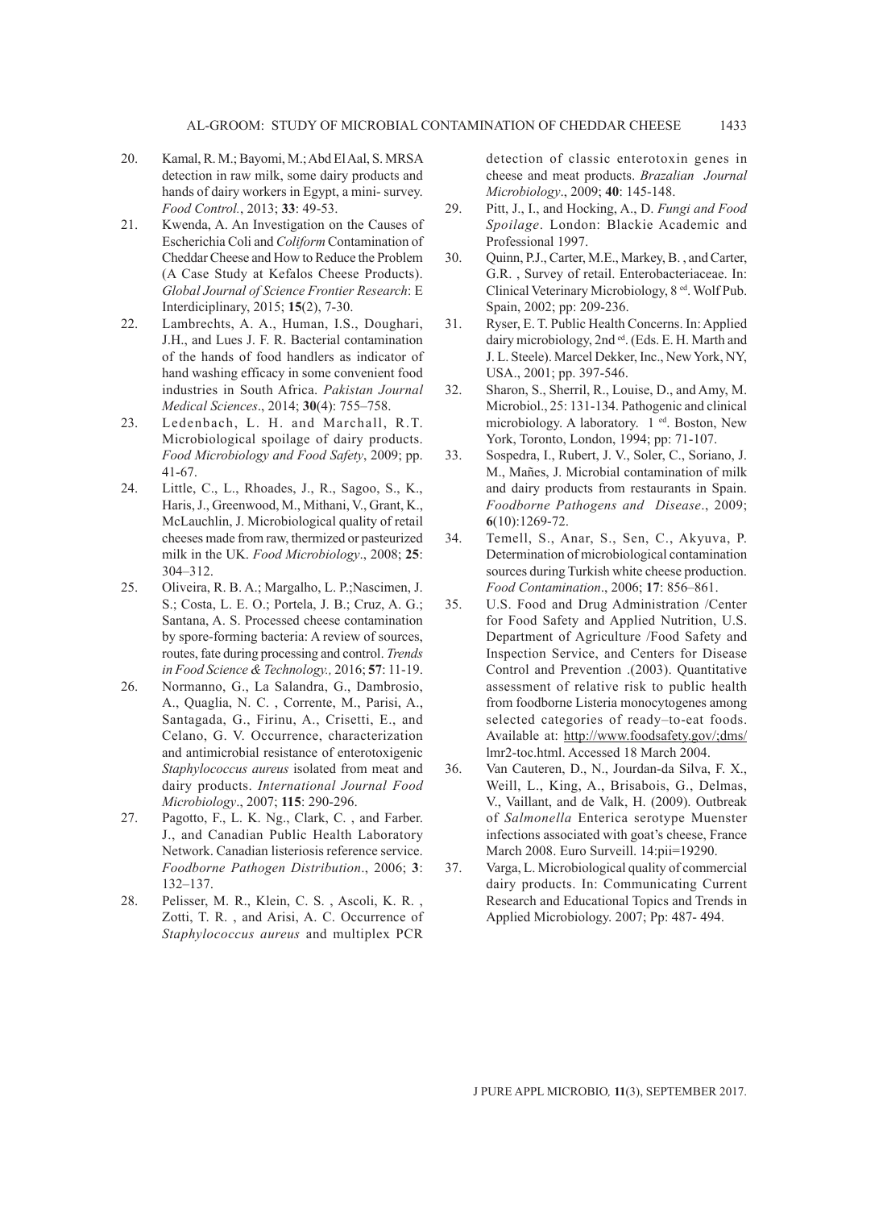20. Kamal, R. M.; Bayomi, M.; Abd El Aal, S. MRSA detection in raw milk, some dairy products and hands of dairy workers in Egypt, a mini- survey. *Food Control.*, 2013; **33**: 49-53.
21. Kwenda, A. An Investigation on the Causes of Escherichia Coli and *Coliform* Contamination of Cheddar Cheese and How to Reduce the Problem (A Case Study at Kefalos Cheese Products). *Global Journal of Science Frontier Research*: E Interdiciplinary, 2015; **15**(2), 7-30.
22. Lambrechts, A. A., Human, I.S., Doughari, J.H., and Lues J. F. R. Bacterial contamination of the hands of food handlers as indicator of hand washing efficacy in some convenient food industries in South Africa. *Pakistan Journal Medical Sciences*., 2014; **30**(4): 755–758.
23. Ledenbach, L. H. and Marchall, R.T. Microbiological spoilage of dairy products. *Food Microbiology and Food Safety*, 2009; pp. 41-67.
24. Little, C., L., Rhoades, J., R., Sagoo, S., K., Haris, J., Greenwood, M., Mithani, V., Grant, K., McLauchlin, J. Microbiological quality of retail cheeses made from raw, thermized or pasteurized milk in the UK. *Food Microbiology*., 2008; **25**: 304–312.
25. Oliveira, R. B. A.; Margalho, L. P.;Nascimen, J. S.; Costa, L. E. O.; Portela, J. B.; Cruz, A. G.; Santana, A. S. Processed cheese contamination by spore-forming bacteria: A review of sources, routes, fate during processing and control. *Trends in Food Science & Technology.,* 2016; **57**: 11-19.
26. Normanno, G., La Salandra, G., Dambrosio, A., Quaglia, N. C. , Corrente, M., Parisi, A., Santagada, G., Firinu, A., Crisetti, E., and Celano, G. V. Occurrence, characterization and antimicrobial resistance of enterotoxigenic *Staphylococcus aureus* isolated from meat and dairy products. *International Journal Food Microbiology*., 2007; **115**: 290-296.
27. Pagotto, F., L. K. Ng., Clark, C. , and Farber. J., and Canadian Public Health Laboratory Network. Canadian listeriosis reference service. *Foodborne Pathogen Distribution*., 2006; **3**: 132–137.
28. Pelisser, M. R., Klein, C. S. , Ascoli, K. R. , Zotti, T. R. , and Arisi, A. C. Occurrence of *Staphylococcus aureus* and multiplex PCR detection of classic enterotoxin genes in cheese and meat products. *Brazalian Journal Microbiology*., 2009; **40**: 145-148.
29. Pitt, J., I., and Hocking, A., D. *Fungi and Food Spoilage*. London: Blackie Academic and Professional 1997.
30. Quinn, P.J., Carter, M.E., Markey, B. , and Carter, G.R. , Survey of retail. Enterobacteriaceae. In: Clinical Veterinary Microbiology, 8 ed. Wolf Pub. Spain, 2002; pp: 209-236.
31. Ryser, E. T. Public Health Concerns. In: Applied dairy microbiology, 2nd ed. (Eds. E. H. Marth and J. L. Steele). Marcel Dekker, Inc., New York, NY, USA., 2001; pp. 397-546.
32. Sharon, S., Sherril, R., Louise, D., and Amy, M. Microbiol., 25: 131-134. Pathogenic and clinical microbiology. A laboratory. 1 ed. Boston, New York, Toronto, London, 1994; pp: 71-107.
33. Sospedra, I., Rubert, J. V., Soler, C., Soriano, J. M., Mañes, J. Microbial contamination of milk and dairy products from restaurants in Spain. *Foodborne Pathogens and Disease*., 2009; **6**(10):1269-72.
34. Temell, S., Anar, S., Sen, C., Akyuva, P. Determination of microbiological contamination sources during Turkish white cheese production. *Food Contamination*., 2006; **17**: 856–861.
35. U.S. Food and Drug Administration /Center for Food Safety and Applied Nutrition, U.S. Department of Agriculture /Food Safety and Inspection Service, and Centers for Disease Control and Prevention .(2003). Quantitative assessment of relative risk to public health from foodborne Listeria monocytogenes among selected categories of ready–to-eat foods. Available at: http://www.foodsafety.gov/;dms/lmr2-toc.html. Accessed 18 March 2004.
36. Van Cauteren, D., N., Jourdan-da Silva, F. X., Weill, L., King, A., Brisabois, G., Delmas, V., Vaillant, and de Valk, H. (2009). Outbreak of *Salmonella* Enterica serotype Muenster infections associated with goat's cheese, France March 2008. Euro Surveill. 14:pii=19290.
37. Varga, L. Microbiological quality of commercial dairy products. In: Communicating Current Research and Educational Topics and Trends in Applied Microbiology. 2007; Pp: 487- 494.